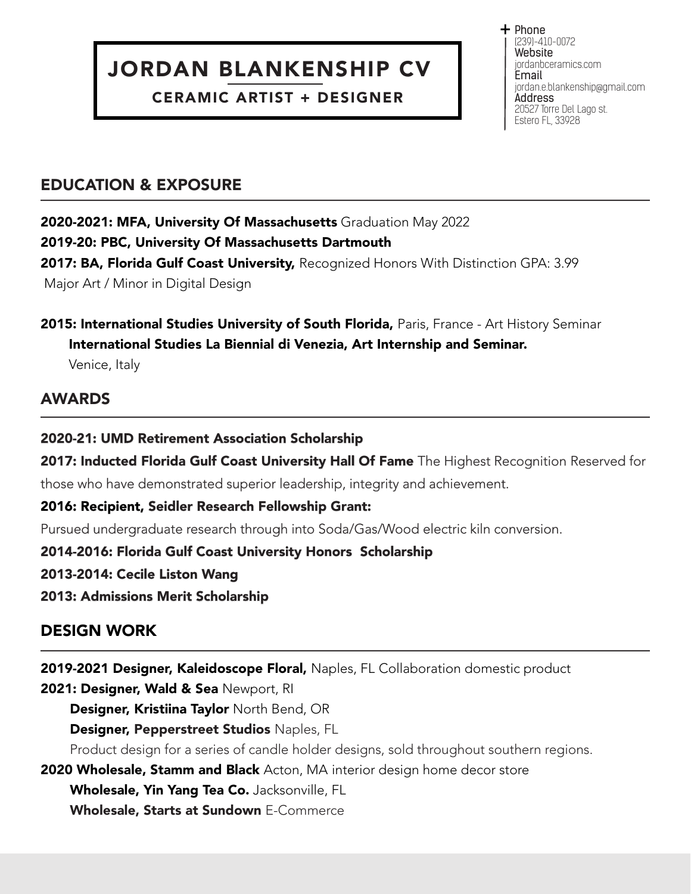# JORDAN BLANKENSHIP CV

### CERAMIC ARTIST + DESIGNER

**Phone**
(239)-410-0072
**Website**
jordanbceramics.com
**Email**
jordan.e.blankenship@gmail.com
**Address**
20527 Torre Del Lago st.
Estero FL, 33928

## EDUCATION & EXPOSURE

**2020-2021: MFA, University Of Massachusetts** Graduation May 2022
**2019-20: PBC, University Of Massachusetts Dartmouth**
**2017: BA, Florida Gulf Coast University,** Recognized Honors With Distinction GPA: 3.99
Major Art / Minor in Digital Design

**2015: International Studies University of South Florida,** Paris, France - Art History Seminar
**International Studies La Biennial di Venezia, Art Internship and Seminar.**
Venice, Italy

## AWARDS

**2020-21: UMD Retirement Association Scholarship**
**2017: Inducted Florida Gulf Coast University Hall Of Fame** The Highest Recognition Reserved for those who have demonstrated superior leadership, integrity and achievement.
**2016: Recipient, Seidler Research Fellowship Grant:**
Pursued undergraduate research through into Soda/Gas/Wood electric kiln conversion.
**2014-2016: Florida Gulf Coast University Honors Scholarship**
**2013-2014: Cecile Liston Wang**
**2013: Admissions Merit Scholarship**

## DESIGN WORK

**2019-2021 Designer, Kaleidoscope Floral,** Naples, FL Collaboration domestic product
**2021: Designer, Wald & Sea** Newport, RI
**Designer, Kristiina Taylor** North Bend, OR
**Designer, Pepperstreet Studios** Naples, FL
Product design for a series of candle holder designs, sold throughout southern regions.
**2020 Wholesale, Stamm and Black** Acton, MA interior design home decor store
**Wholesale, Yin Yang Tea Co.** Jacksonville, FL
**Wholesale, Starts at Sundown** E-Commerce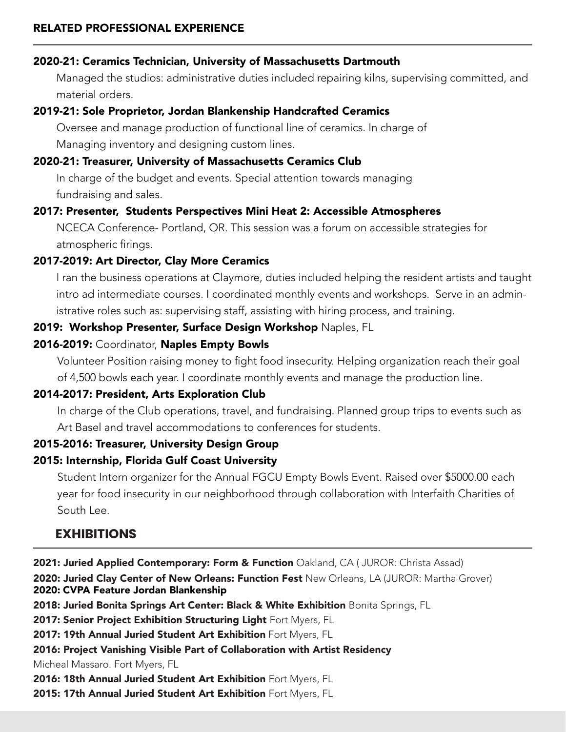## RELATED PROFESSIONAL EXPERIENCE

**2020-21: Ceramics Technician, University of Massachusetts Dartmouth**

Managed the studios: administrative duties included repairing kilns, supervising committed, and material orders.

**2019-21: Sole Proprietor, Jordan Blankenship Handcrafted Ceramics**

Oversee and manage production of functional line of ceramics. In charge of Managing inventory and designing custom lines.

**2020-21: Treasurer, University of Massachusetts Ceramics Club**

In charge of the budget and events. Special attention towards managing fundraising and sales.

**2017: Presenter, Students Perspectives Mini Heat 2: Accessible Atmospheres**

NCECA Conference- Portland, OR. This session was a forum on accessible strategies for atmospheric firings.

**2017-2019: Art Director, Clay More Ceramics**

I ran the business operations at Claymore, duties included helping the resident artists and taught intro ad intermediate courses. I coordinated monthly events and workshops. Serve in an administrative roles such as: supervising staff, assisting with hiring process, and training.

**2019: Workshop Presenter, Surface Design Workshop** Naples, FL

**2016-2019:** Coordinator, **Naples Empty Bowls**

Volunteer Position raising money to fight food insecurity. Helping organization reach their goal of 4,500 bowls each year. I coordinate monthly events and manage the production line.

**2014-2017: President, Arts Exploration Club**

In charge of the Club operations, travel, and fundraising. Planned group trips to events such as Art Basel and travel accommodations to conferences for students.

**2015-2016: Treasurer, University Design Group**

**2015: Internship, Florida Gulf Coast University**

Student Intern organizer for the Annual FGCU Empty Bowls Event. Raised over $5000.00 each year for food insecurity in our neighborhood through collaboration with Interfaith Charities of South Lee.

## EXHIBITIONS

**2021: Juried Applied Contemporary: Form & Function** Oakland, CA ( JUROR: Christa Assad)

**2020: Juried Clay Center of New Orleans: Function Fest** New Orleans, LA (JUROR: Martha Grover)

**2020: CVPA Feature Jordan Blankenship**

**2018: Juried Bonita Springs Art Center: Black & White Exhibition** Bonita Springs, FL

**2017: Senior Project Exhibition Structuring Light** Fort Myers, FL

**2017: 19th Annual Juried Student Art Exhibition** Fort Myers, FL

**2016: Project Vanishing Visible Part of Collaboration with Artist Residency**

Micheal Massaro. Fort Myers, FL

**2016: 18th Annual Juried Student Art Exhibition** Fort Myers, FL

**2015: 17th Annual Juried Student Art Exhibition** Fort Myers, FL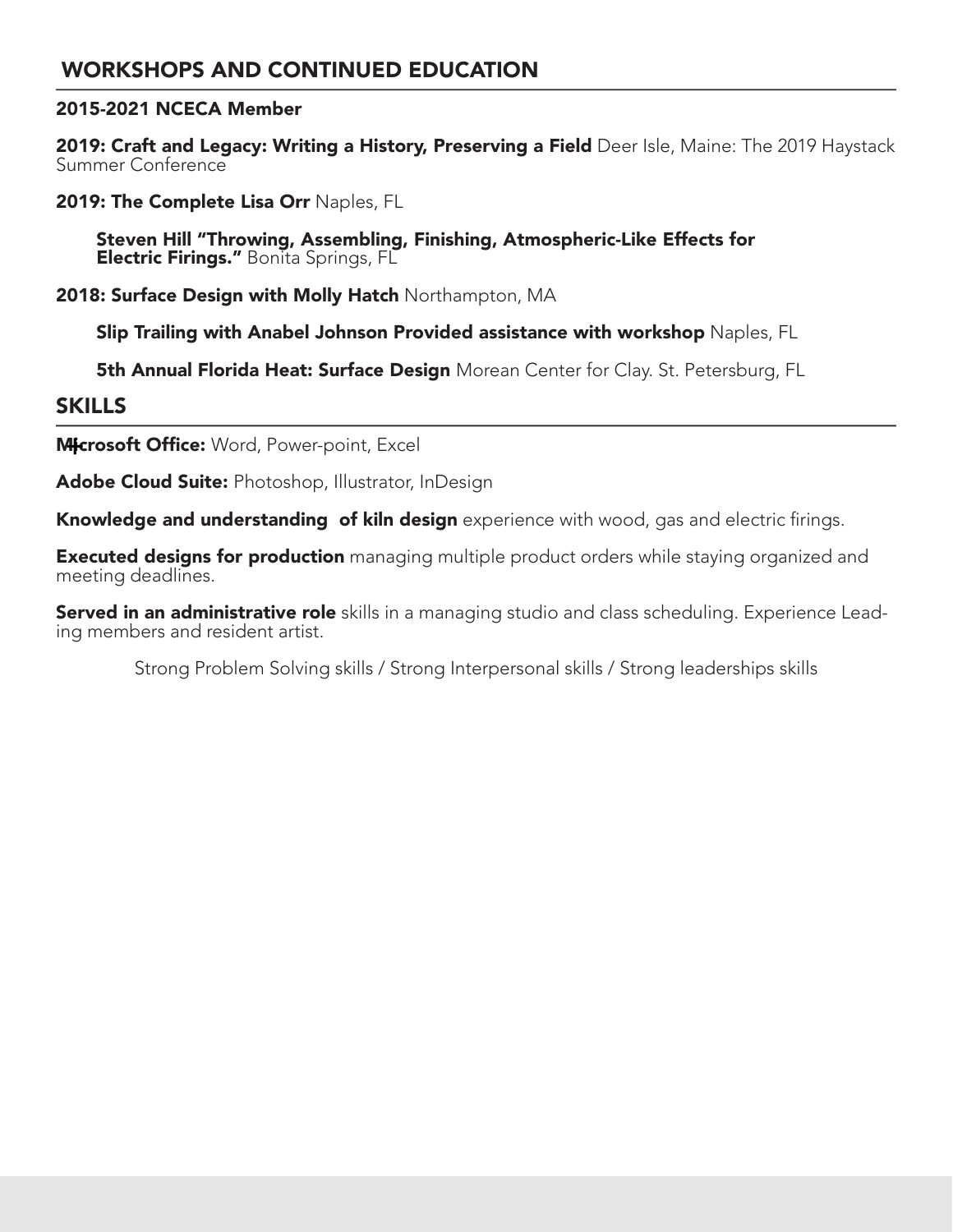## WORKSHOPS AND CONTINUED EDUCATION

**2015-2021 NCECA Member**

**2019: Craft and Legacy: Writing a History, Preserving a Field** Deer Isle, Maine: The 2019 Haystack Summer Conference

**2019: The Complete Lisa Orr** Naples, FL

**Steven Hill "Throwing, Assembling, Finishing, Atmospheric-Like Effects for Electric Firings."** Bonita Springs, FL

**2018: Surface Design with Molly Hatch** Northampton, MA

**Slip Trailing with Anabel Johnson Provided assistance with workshop** Naples, FL

**5th Annual Florida Heat: Surface Design** Morean Center for Clay. St. Petersburg, FL

## SKILLS

**Microsoft Office:** Word, Power-point, Excel

**Adobe Cloud Suite:** Photoshop, Illustrator, InDesign

**Knowledge and understanding of kiln design** experience with wood, gas and electric firings.

**Executed designs for production** managing multiple product orders while staying organized and meeting deadlines.

**Served in an administrative role** skills in a managing studio and class scheduling. Experience Leading members and resident artist.

Strong Problem Solving skills / Strong Interpersonal skills / Strong leaderships skills